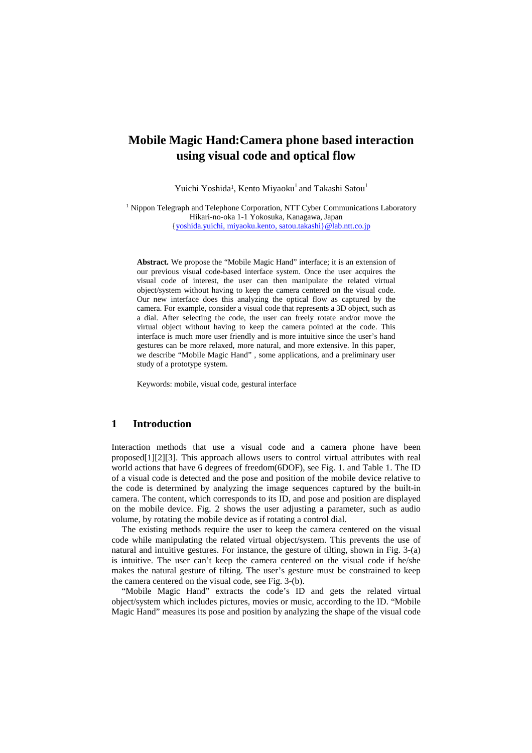# Mobile Magic Hand:Camera phone based interaction using visual code and optical flow

Yuichi Yoshida[1], Kento Miyaoku[1] and Takashi Satou[1]

[1] Nippon Telegraph and Telephone Corporation, NTT Cyber Communications Laboratory
Hikari-no-oka 1-1 Yokosuka, Kanagawa, Japan
{yoshida.yuichi, miyaoku.kento, satou.takashi}@lab.ntt.co.jp

**Abstract.** We propose the "Mobile Magic Hand" interface; it is an extension of our previous visual code-based interface system. Once the user acquires the visual code of interest, the user can then manipulate the related virtual object/system without having to keep the camera centered on the visual code. Our new interface does this analyzing the optical flow as captured by the camera. For example, consider a visual code that represents a 3D object, such as a dial. After selecting the code, the user can freely rotate and/or move the virtual object without having to keep the camera pointed at the code. This interface is much more user friendly and is more intuitive since the user's hand gestures can be more relaxed, more natural, and more extensive. In this paper, we describe "Mobile Magic Hand" , some applications, and a preliminary user study of a prototype system.

Keywords: mobile, visual code, gestural interface

## 1 Introduction

Interaction methods that use a visual code and a camera phone have been proposed[1][2][3]. This approach allows users to control virtual attributes with real world actions that have 6 degrees of freedom(6DOF), see Fig. 1. and Table 1. The ID of a visual code is detected and the pose and position of the mobile device relative to the code is determined by analyzing the image sequences captured by the built-in camera. The content, which corresponds to its ID, and pose and position are displayed on the mobile device. Fig. 2 shows the user adjusting a parameter, such as audio volume, by rotating the mobile device as if rotating a control dial.

The existing methods require the user to keep the camera centered on the visual code while manipulating the related virtual object/system. This prevents the use of natural and intuitive gestures. For instance, the gesture of tilting, shown in Fig. 3-(a) is intuitive. The user can't keep the camera centered on the visual code if he/she makes the natural gesture of tilting. The user's gesture must be constrained to keep the camera centered on the visual code, see Fig. 3-(b).

"Mobile Magic Hand" extracts the code's ID and gets the related virtual object/system which includes pictures, movies or music, according to the ID. "Mobile Magic Hand" measures its pose and position by analyzing the shape of the visual code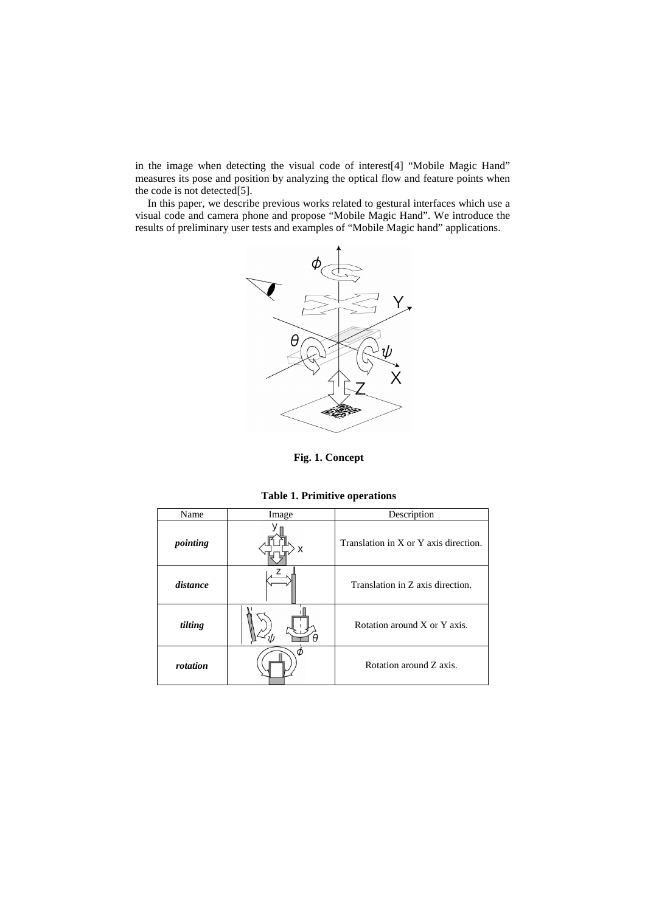in the image when detecting the visual code of interest[4] "Mobile Magic Hand" measures its pose and position by analyzing the optical flow and feature points when the code is not detected[5].

In this paper, we describe previous works related to gestural interfaces which use a visual code and camera phone and propose "Mobile Magic Hand". We introduce the results of preliminary user tests and examples of "Mobile Magic hand" applications.

**Fig. 1. Concept**

**Table 1. Primitive operations**

| Name | Image | Description |
| --- | --- | --- |
| ***pointing*** | | Translation in X or Y axis direction. |
| ***distance*** | | Translation in Z axis direction. |
| ***tilting*** | | Rotation around X or Y axis. |
| ***rotation*** | | Rotation around Z axis. |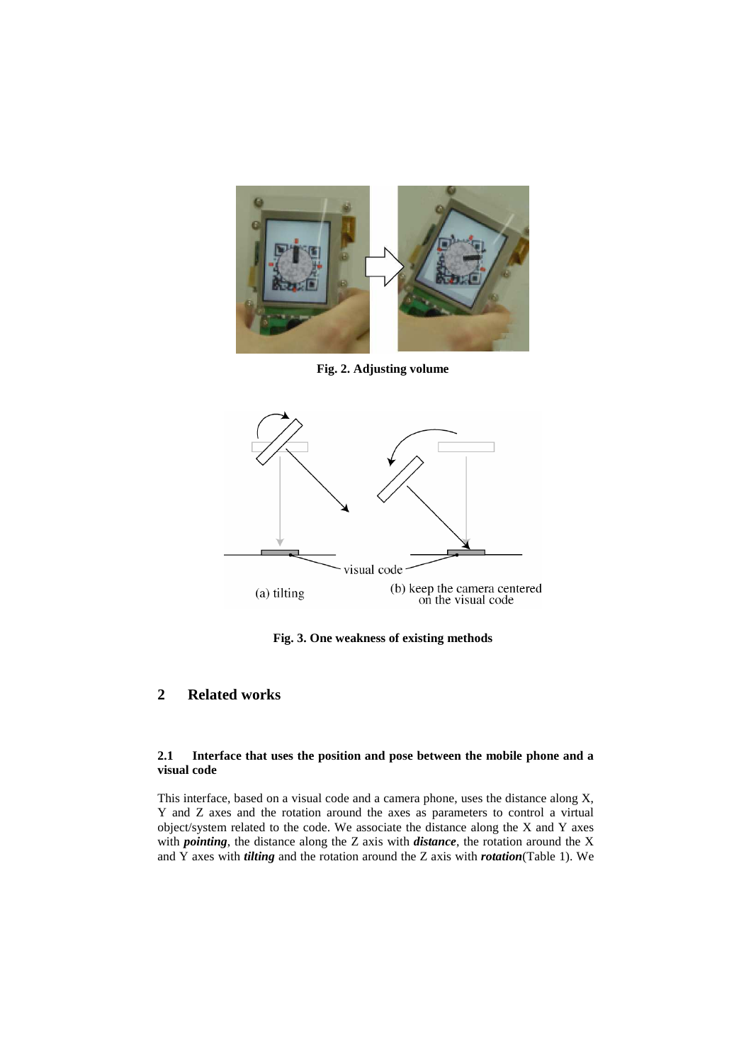**Fig. 2. Adjusting volume**

**Fig. 3. One weakness of existing methods**

## 2 Related works

### 2.1 Interface that uses the position and pose between the mobile phone and a visual code

This interface, based on a visual code and a camera phone, uses the distance along X, Y and Z axes and the rotation around the axes as parameters to control a virtual object/system related to the code. We associate the distance along the X and Y axes with ***pointing***, the distance along the Z axis with ***distance***, the rotation around the X and Y axes with ***tilting*** and the rotation around the Z axis with ***rotation***(Table 1). We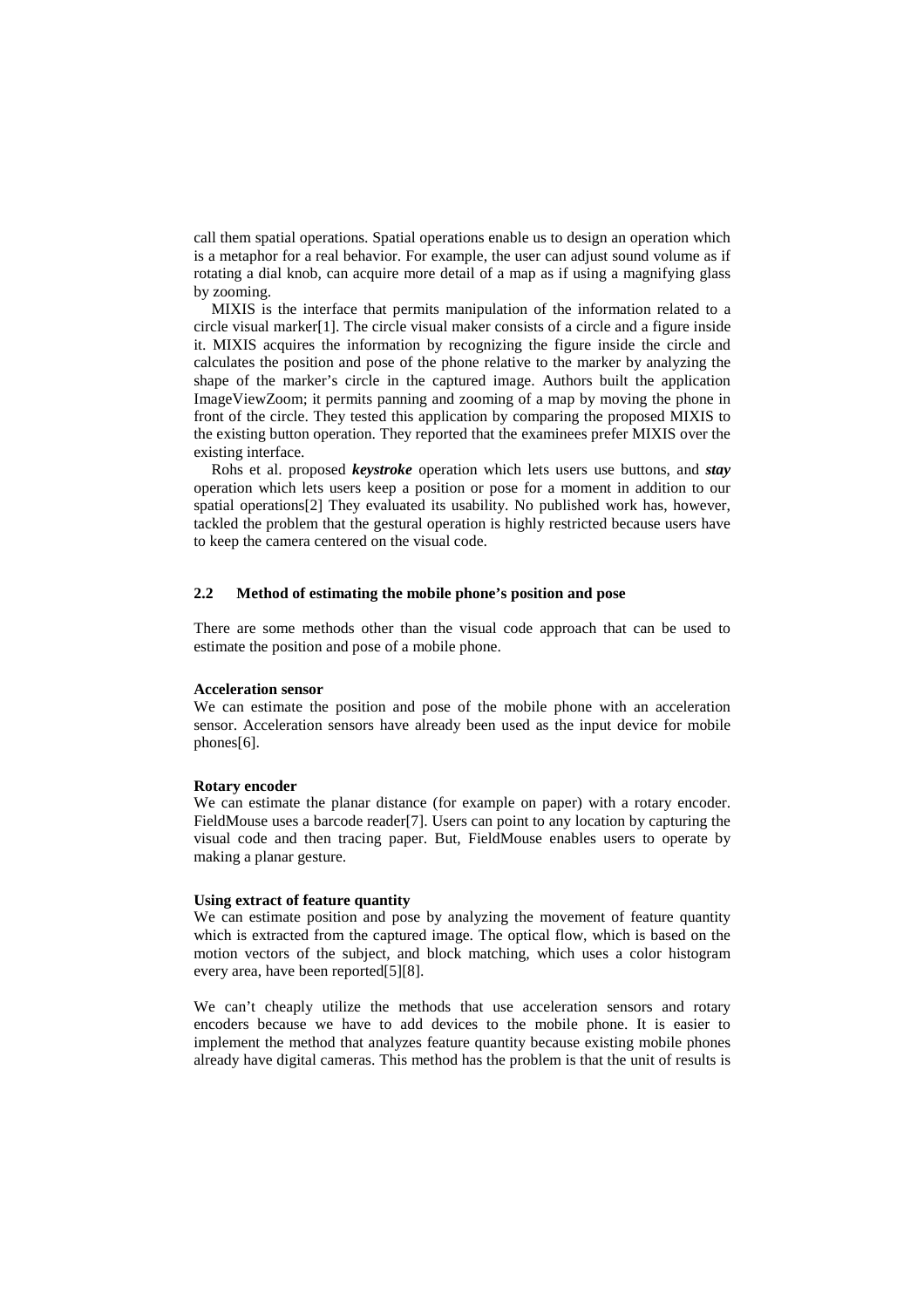call them spatial operations. Spatial operations enable us to design an operation which is a metaphor for a real behavior. For example, the user can adjust sound volume as if rotating a dial knob, can acquire more detail of a map as if using a magnifying glass by zooming.

MIXIS is the interface that permits manipulation of the information related to a circle visual marker[1]. The circle visual maker consists of a circle and a figure inside it. MIXIS acquires the information by recognizing the figure inside the circle and calculates the position and pose of the phone relative to the marker by analyzing the shape of the marker's circle in the captured image. Authors built the application ImageViewZoom; it permits panning and zooming of a map by moving the phone in front of the circle. They tested this application by comparing the proposed MIXIS to the existing button operation. They reported that the examinees prefer MIXIS over the existing interface.

Rohs et al. proposed ***keystroke*** operation which lets users use buttons, and ***stay*** operation which lets users keep a position or pose for a moment in addition to our spatial operations[2] They evaluated its usability. No published work has, however, tackled the problem that the gestural operation is highly restricted because users have to keep the camera centered on the visual code.

### 2.2 Method of estimating the mobile phone's position and pose

There are some methods other than the visual code approach that can be used to estimate the position and pose of a mobile phone.

**Acceleration sensor**

We can estimate the position and pose of the mobile phone with an acceleration sensor. Acceleration sensors have already been used as the input device for mobile phones[6].

**Rotary encoder**

We can estimate the planar distance (for example on paper) with a rotary encoder. FieldMouse uses a barcode reader[7]. Users can point to any location by capturing the visual code and then tracing paper. But, FieldMouse enables users to operate by making a planar gesture.

**Using extract of feature quantity**

We can estimate position and pose by analyzing the movement of feature quantity which is extracted from the captured image. The optical flow, which is based on the motion vectors of the subject, and block matching, which uses a color histogram every area, have been reported[5][8].

We can't cheaply utilize the methods that use acceleration sensors and rotary encoders because we have to add devices to the mobile phone. It is easier to implement the method that analyzes feature quantity because existing mobile phones already have digital cameras. This method has the problem is that the unit of results is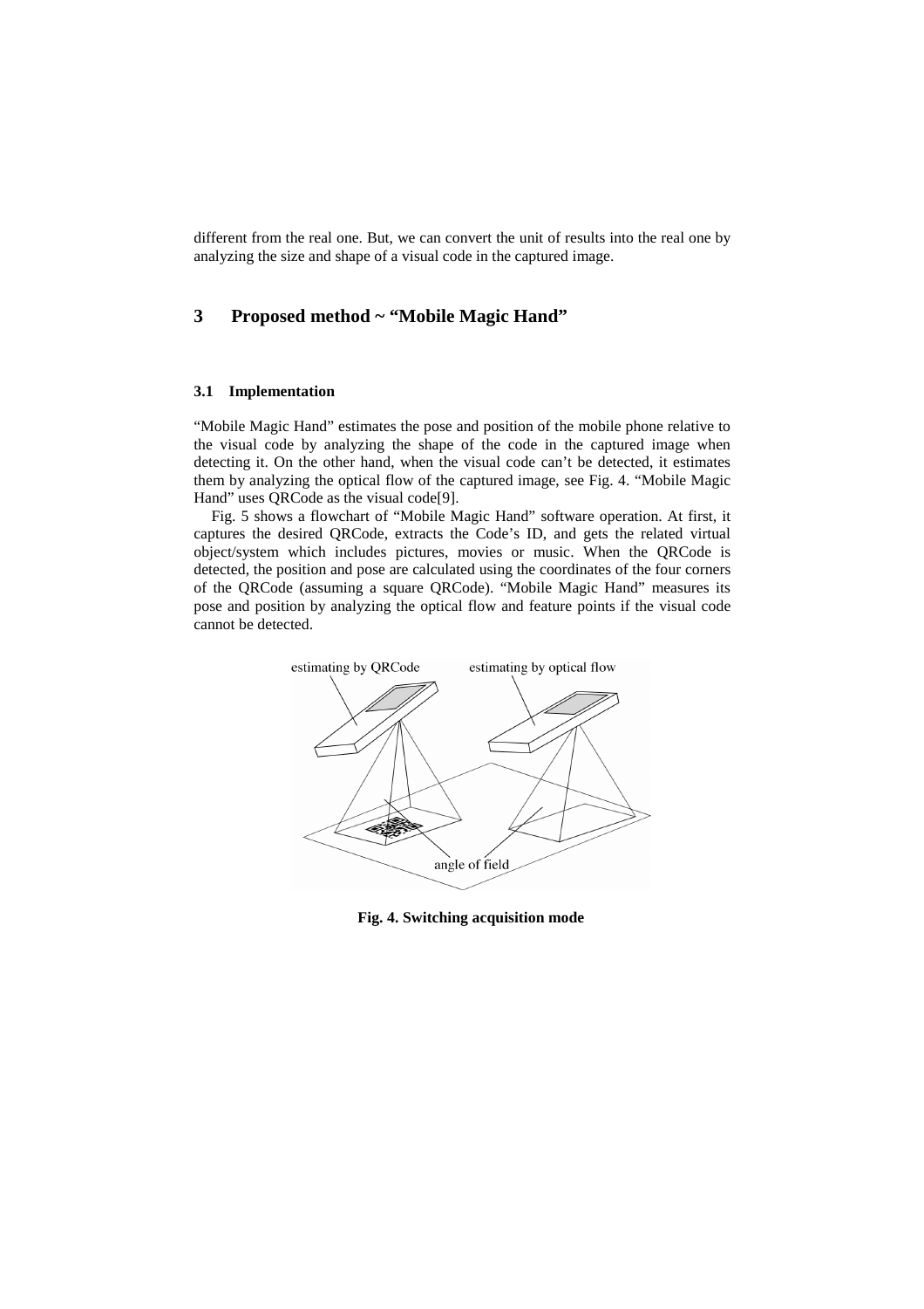different from the real one. But, we can convert the unit of results into the real one by analyzing the size and shape of a visual code in the captured image.

## 3 Proposed method ~ "Mobile Magic Hand"

### 3.1 Implementation

"Mobile Magic Hand" estimates the pose and position of the mobile phone relative to the visual code by analyzing the shape of the code in the captured image when detecting it. On the other hand, when the visual code can't be detected, it estimates them by analyzing the optical flow of the captured image, see Fig. 4. "Mobile Magic Hand" uses QRCode as the visual code[9].

Fig. 5 shows a flowchart of "Mobile Magic Hand" software operation. At first, it captures the desired QRCode, extracts the Code's ID, and gets the related virtual object/system which includes pictures, movies or music. When the QRCode is detected, the position and pose are calculated using the coordinates of the four corners of the QRCode (assuming a square QRCode). "Mobile Magic Hand" measures its pose and position by analyzing the optical flow and feature points if the visual code cannot be detected.

**Fig. 4. Switching acquisition mode**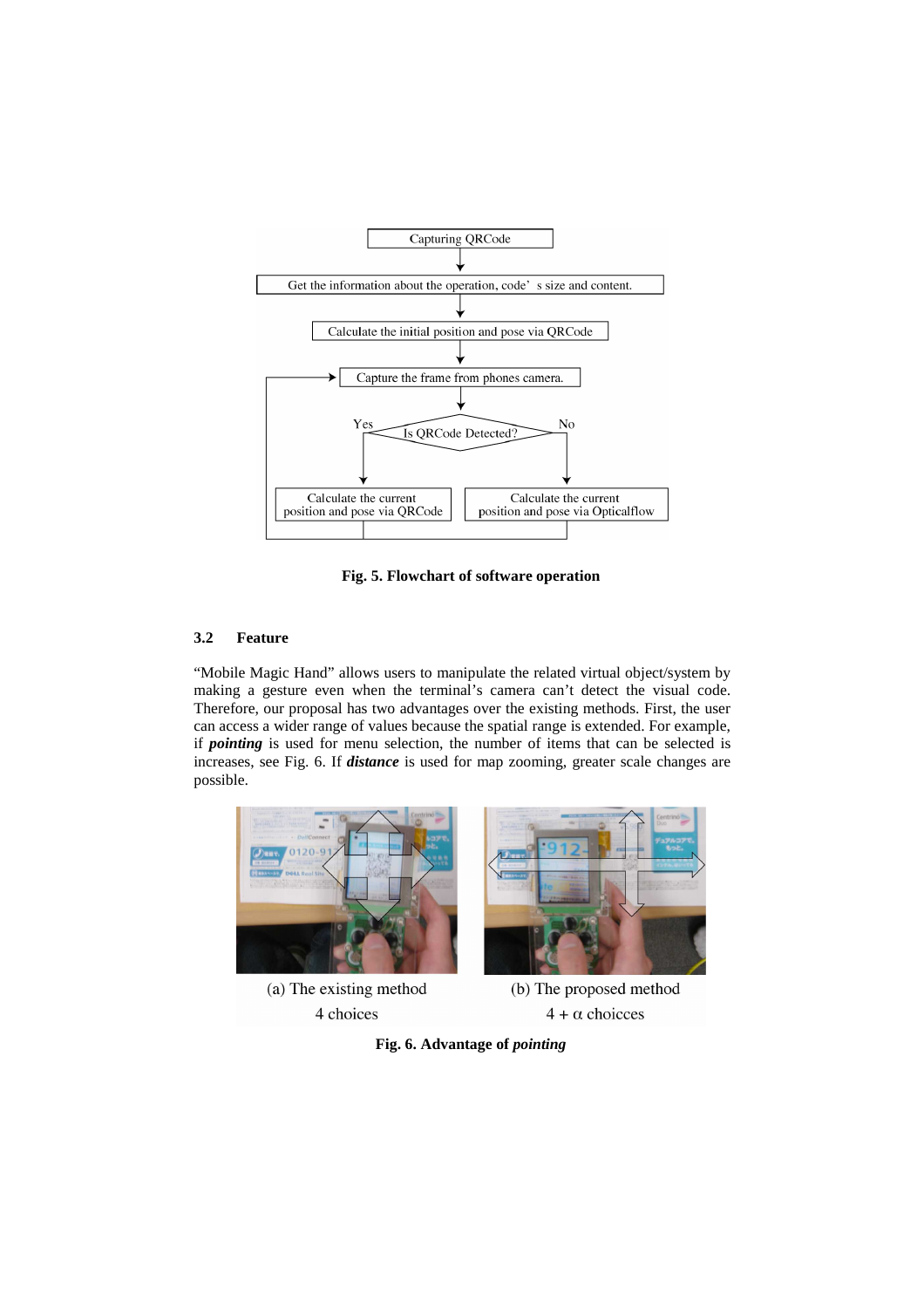Fig. 5. Flowchart of software operation

## 3.2 Feature

"Mobile Magic Hand" allows users to manipulate the related virtual object/system by making a gesture even when the terminal's camera can't detect the visual code. Therefore, our proposal has two advantages over the existing methods. First, the user can access a wider range of values because the spatial range is extended. For example, if ***pointing*** is used for menu selection, the number of items that can be selected is increases, see Fig. 6. If ***distance*** is used for map zooming, greater scale changes are possible.

(a) The existing method
4 choices

(b) The proposed method
4 + α choicces

**Fig. 6. Advantage of *pointing***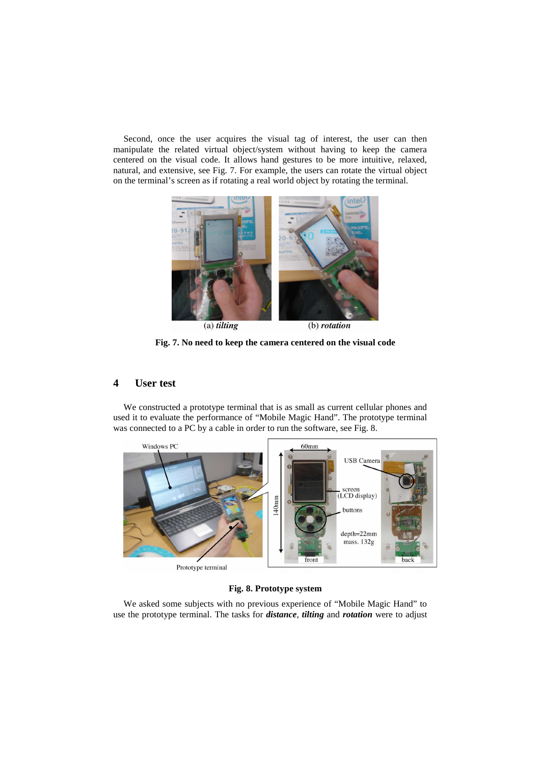Second, once the user acquires the visual tag of interest, the user can then manipulate the related virtual object/system without having to keep the camera centered on the visual code. It allows hand gestures to be more intuitive, relaxed, natural, and extensive, see Fig. 7. For example, the users can rotate the virtual object on the terminal's screen as if rotating a real world object by rotating the terminal.

(a) ***tilting*** (b) ***rotation***

**Fig. 7. No need to keep the camera centered on the visual code**

## 4 User test

We constructed a prototype terminal that is as small as current cellular phones and used it to evaluate the performance of "Mobile Magic Hand". The prototype terminal was connected to a PC by a cable in order to run the software, see Fig. 8.

**Fig. 8. Prototype system**

We asked some subjects with no previous experience of "Mobile Magic Hand" to use the prototype terminal. The tasks for ***distance***, ***tilting*** and ***rotation*** were to adjust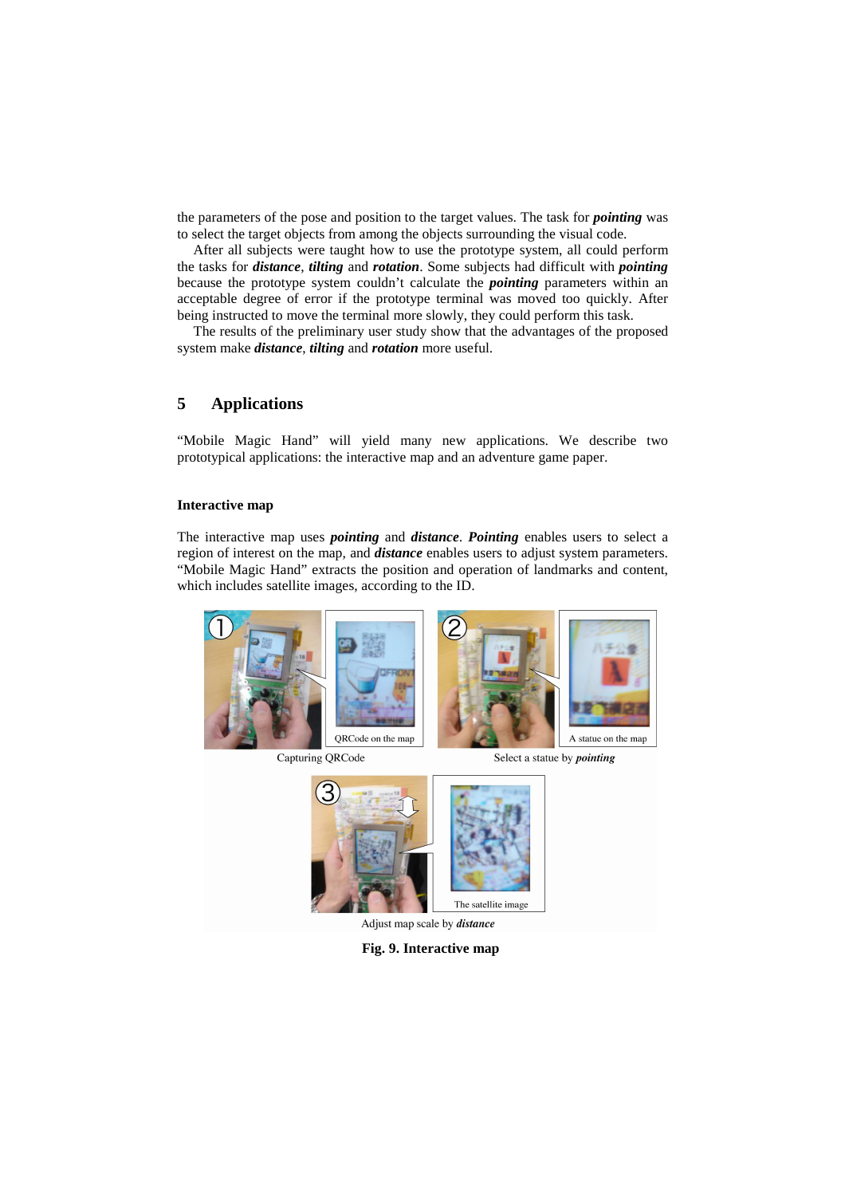the parameters of the pose and position to the target values. The task for ***pointing*** was to select the target objects from among the objects surrounding the visual code.

After all subjects were taught how to use the prototype system, all could perform the tasks for ***distance***, ***tilting*** and ***rotation***. Some subjects had difficult with ***pointing*** because the prototype system couldn't calculate the ***pointing*** parameters within an acceptable degree of error if the prototype terminal was moved too quickly. After being instructed to move the terminal more slowly, they could perform this task.

The results of the preliminary user study show that the advantages of the proposed system make ***distance***, ***tilting*** and ***rotation*** more useful.

## 5 Applications

"Mobile Magic Hand" will yield many new applications. We describe two prototypical applications: the interactive map and an adventure game paper.

### Interactive map

The interactive map uses ***pointing*** and ***distance***. ***Pointing*** enables users to select a region of interest on the map, and ***distance*** enables users to adjust system parameters. "Mobile Magic Hand" extracts the position and operation of landmarks and content, which includes satellite images, according to the ID.

QRCode on the map

Capturing QRCode

A statue on the map

Select a statue by ***pointing***

The satellite image

Adjust map scale by ***distance***

**Fig. 9. Interactive map**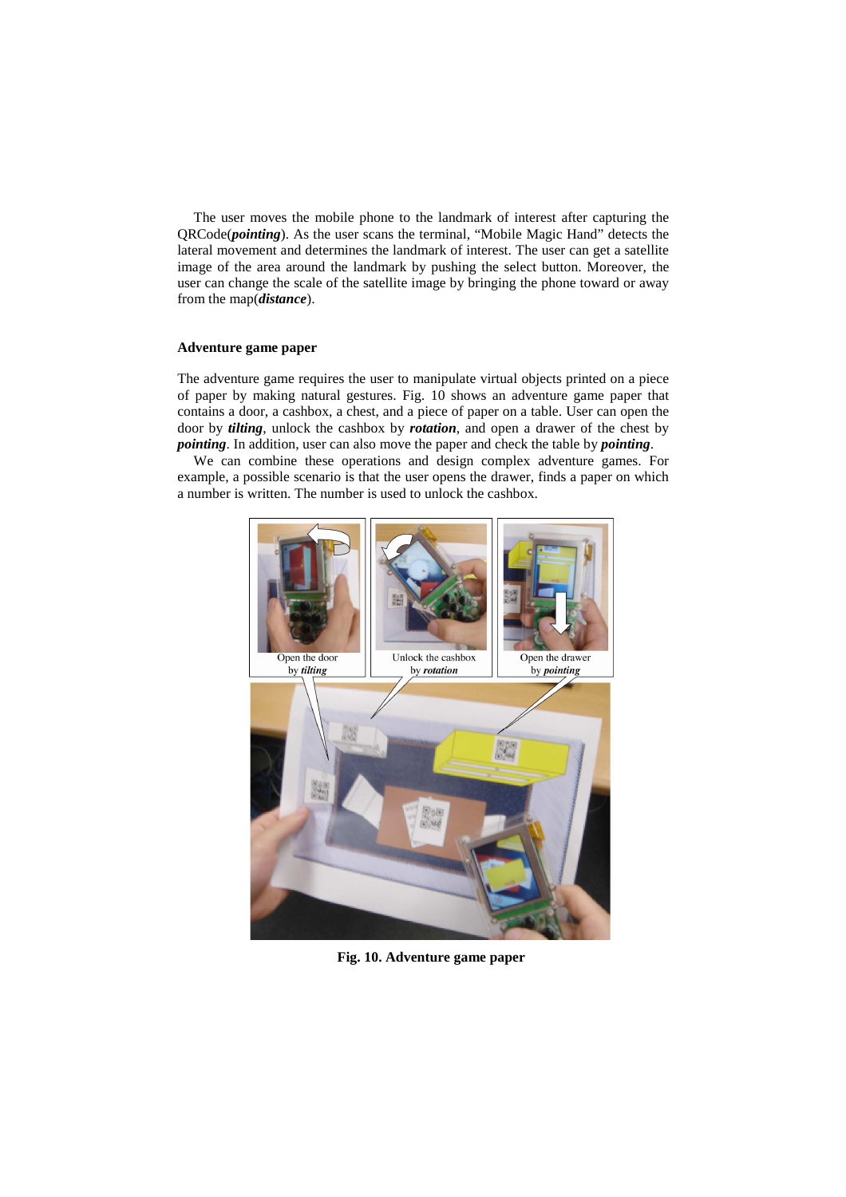The user moves the mobile phone to the landmark of interest after capturing the QRCode(***pointing***). As the user scans the terminal, "Mobile Magic Hand" detects the lateral movement and determines the landmark of interest. The user can get a satellite image of the area around the landmark by pushing the select button. Moreover, the user can change the scale of the satellite image by bringing the phone toward or away from the map(***distance***).

### Adventure game paper

The adventure game requires the user to manipulate virtual objects printed on a piece of paper by making natural gestures. Fig. 10 shows an adventure game paper that contains a door, a cashbox, a chest, and a piece of paper on a table. User can open the door by ***tilting***, unlock the cashbox by ***rotation***, and open a drawer of the chest by ***pointing***. In addition, user can also move the paper and check the table by ***pointing***.

We can combine these operations and design complex adventure games. For example, a possible scenario is that the user opens the drawer, finds a paper on which a number is written. The number is used to unlock the cashbox.

**Fig. 10. Adventure game paper**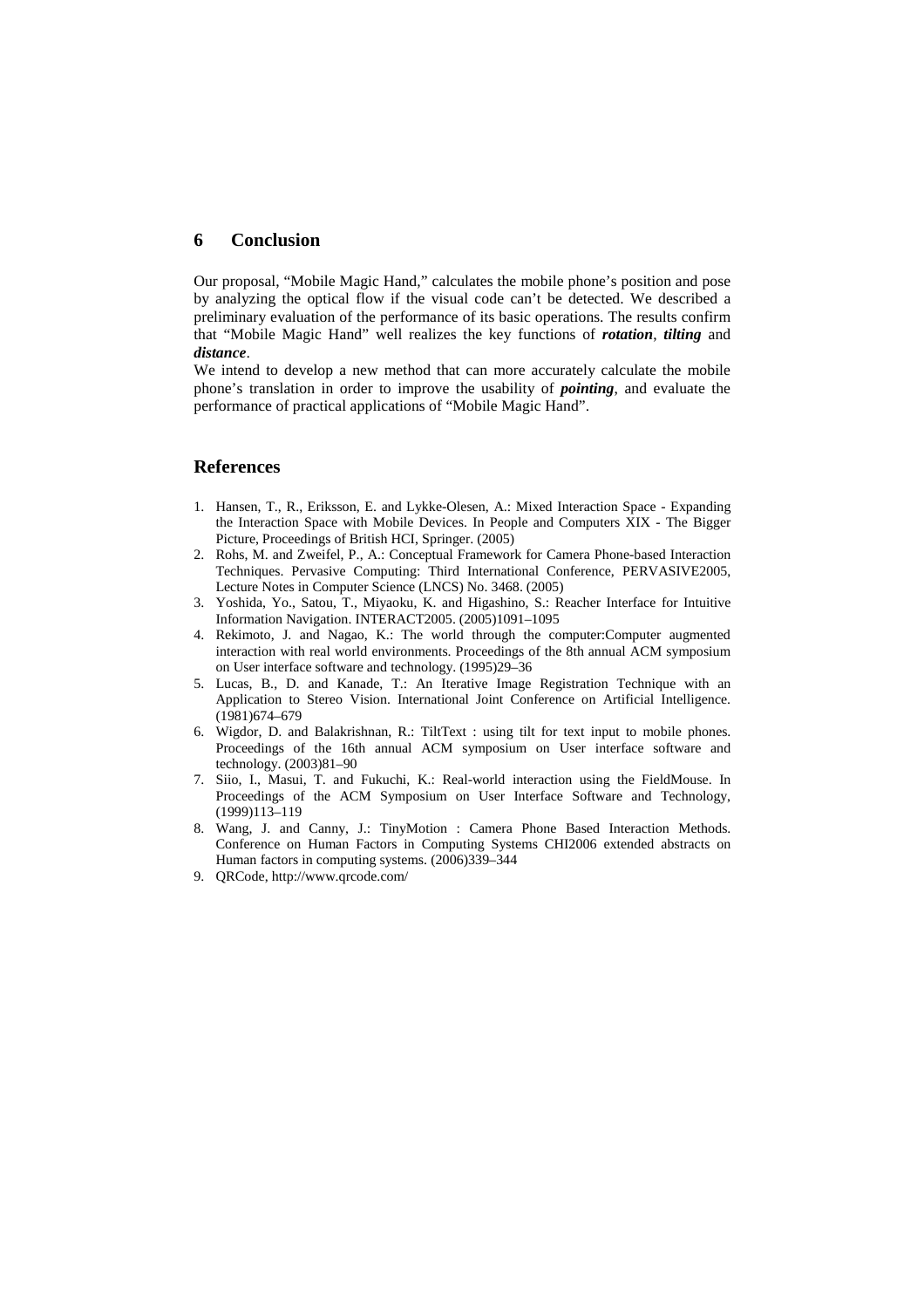## 6 Conclusion

Our proposal, "Mobile Magic Hand," calculates the mobile phone's position and pose by analyzing the optical flow if the visual code can't be detected. We described a preliminary evaluation of the performance of its basic operations. The results confirm that "Mobile Magic Hand" well realizes the key functions of ***rotation***, ***tilting*** and ***distance***.

We intend to develop a new method that can more accurately calculate the mobile phone's translation in order to improve the usability of ***pointing***, and evaluate the performance of practical applications of "Mobile Magic Hand".

## References

1. Hansen, T., R., Eriksson, E. and Lykke-Olesen, A.: Mixed Interaction Space - Expanding the Interaction Space with Mobile Devices. In People and Computers XIX - The Bigger Picture, Proceedings of British HCI, Springer. (2005)
2. Rohs, M. and Zweifel, P., A.: Conceptual Framework for Camera Phone-based Interaction Techniques. Pervasive Computing: Third International Conference, PERVASIVE2005, Lecture Notes in Computer Science (LNCS) No. 3468. (2005)
3. Yoshida, Yo., Satou, T., Miyaoku, K. and Higashino, S.: Reacher Interface for Intuitive Information Navigation. INTERACT2005. (2005)1091–1095
4. Rekimoto, J. and Nagao, K.: The world through the computer:Computer augmented interaction with real world environments. Proceedings of the 8th annual ACM symposium on User interface software and technology. (1995)29–36
5. Lucas, B., D. and Kanade, T.: An Iterative Image Registration Technique with an Application to Stereo Vision. International Joint Conference on Artificial Intelligence. (1981)674–679
6. Wigdor, D. and Balakrishnan, R.: TiltText : using tilt for text input to mobile phones. Proceedings of the 16th annual ACM symposium on User interface software and technology. (2003)81–90
7. Siio, I., Masui, T. and Fukuchi, K.: Real-world interaction using the FieldMouse. In Proceedings of the ACM Symposium on User Interface Software and Technology, (1999)113–119
8. Wang, J. and Canny, J.: TinyMotion : Camera Phone Based Interaction Methods. Conference on Human Factors in Computing Systems CHI2006 extended abstracts on Human factors in computing systems. (2006)339–344
9. QRCode, http://www.qrcode.com/